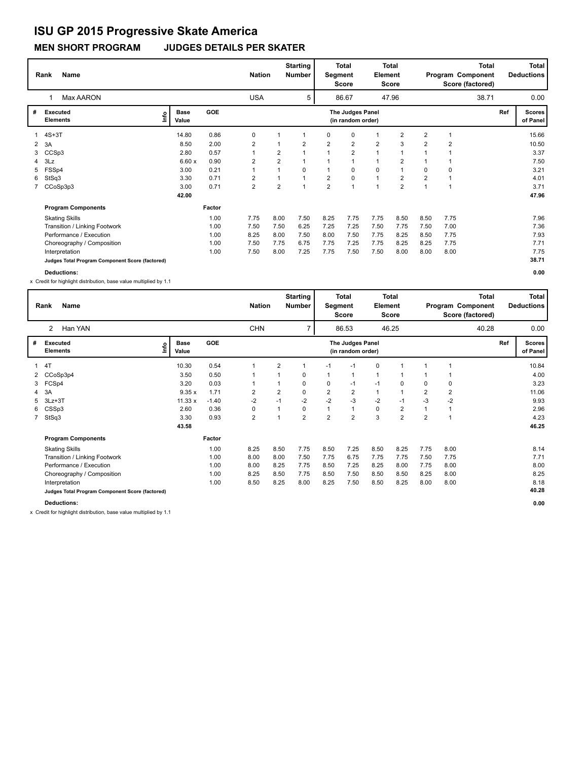# ISU GP 2015 Progressive Skate America

**MEN SHORT PROGRAM JUDGES DETAILS PER SKATER**

| Rank | Name | Nation | Starting Number | Total Segment Score | Total Element Score | Total Program Component Score (factored) | Total Deductions |
|---|---|---|---|---|---|---|---|
| 1 | Max AARON | USA | 5 | 86.67 | 47.96 | 38.71 | 0.00 |

| # | Executed Elements | Info | Base Value | GOE | J1 | J2 | J3 | J4 | J5 | J6 | J7 | J8 | J9 | Ref | Scores of Panel |
|---|---|---|---|---|---|---|---|---|---|---|---|---|---|---|---|
| 1 | 4S+3T | | 14.80 | 0.86 | 0 | 1 | 1 | 0 | 0 | 1 | 2 | 2 | 1 | | 15.66 |
| 2 | 3A | | 8.50 | 2.00 | 2 | 1 | 2 | 2 | 2 | 2 | 3 | 2 | 2 | | 10.50 |
| 3 | CCSp3 | | 2.80 | 0.57 | 1 | 2 | 1 | 1 | 2 | 1 | 1 | 1 | 1 | | 3.37 |
| 4 | 3Lz | | 6.60 x | 0.90 | 2 | 2 | 1 | 1 | 1 | 1 | 2 | 1 | 1 | | 7.50 |
| 5 | FSSp4 | | 3.00 | 0.21 | 1 | 1 | 0 | 1 | 0 | 0 | 1 | 0 | 0 | | 3.21 |
| 6 | StSq3 | | 3.30 | 0.71 | 2 | 1 | 1 | 2 | 0 | 1 | 2 | 2 | 1 | | 4.01 |
| 7 | CCoSp3p3 | | 3.00 | 0.71 | 2 | 2 | 1 | 2 | 1 | 1 | 2 | 1 | 1 | | 3.71 |
| | | | 42.00 | | | | | | | | | | | | 47.96 |

| Program Components | Factor | J1 | J2 | J3 | J4 | J5 | J6 | J7 | J8 | J9 | Scores of Panel |
|---|---|---|---|---|---|---|---|---|---|---|---|
| Skating Skills | 1.00 | 7.75 | 8.00 | 7.50 | 8.25 | 7.75 | 7.75 | 8.50 | 8.50 | 7.75 | 7.96 |
| Transition / Linking Footwork | 1.00 | 7.50 | 7.50 | 6.25 | 7.25 | 7.25 | 7.50 | 7.75 | 7.50 | 7.00 | 7.36 |
| Performance / Execution | 1.00 | 8.25 | 8.00 | 7.50 | 8.00 | 7.50 | 7.75 | 8.25 | 8.50 | 7.75 | 7.93 |
| Choreography / Composition | 1.00 | 7.50 | 7.75 | 6.75 | 7.75 | 7.25 | 7.75 | 8.25 | 8.25 | 7.75 | 7.71 |
| Interpretation | 1.00 | 7.50 | 8.00 | 7.25 | 7.75 | 7.50 | 7.50 | 8.00 | 8.00 | 8.00 | 7.75 |
| Judges Total Program Component Score (factored) | | | | | | | | | | | 38.71 |

**Deductions:** 0.00

x Credit for highlight distribution, base value multiplied by 1.1

| Rank | Name | Nation | Starting Number | Total Segment Score | Total Element Score | Total Program Component Score (factored) | Total Deductions |
|---|---|---|---|---|---|---|---|
| 2 | Han YAN | CHN | 7 | 86.53 | 46.25 | 40.28 | 0.00 |

| # | Executed Elements | Info | Base Value | GOE | J1 | J2 | J3 | J4 | J5 | J6 | J7 | J8 | J9 | Ref | Scores of Panel |
|---|---|---|---|---|---|---|---|---|---|---|---|---|---|---|---|
| 1 | 4T | | 10.30 | 0.54 | 1 | 2 | 1 | -1 | -1 | 0 | 1 | 1 | 1 | | 10.84 |
| 2 | CCoSp3p4 | | 3.50 | 0.50 | 1 | 1 | 0 | 1 | 1 | 1 | 1 | 1 | 1 | | 4.00 |
| 3 | FCSp4 | | 3.20 | 0.03 | 1 | 1 | 0 | 0 | -1 | -1 | 0 | 0 | 0 | | 3.23 |
| 4 | 3A | | 9.35 x | 1.71 | 2 | 2 | 0 | 2 | 2 | 1 | 1 | 2 | 2 | | 11.06 |
| 5 | 3Lz+3T | | 11.33 x | -1.40 | -2 | -1 | -2 | -2 | -3 | -2 | -1 | -3 | -2 | | 9.93 |
| 6 | CSSp3 | | 2.60 | 0.36 | 0 | 1 | 0 | 1 | 1 | 0 | 2 | 1 | 1 | | 2.96 |
| 7 | StSq3 | | 3.30 | 0.93 | 2 | 1 | 2 | 2 | 2 | 3 | 2 | 2 | 1 | | 4.23 |
| | | | 43.58 | | | | | | | | | | | | 46.25 |

| Program Components | Factor | J1 | J2 | J3 | J4 | J5 | J6 | J7 | J8 | J9 | Scores of Panel |
|---|---|---|---|---|---|---|---|---|---|---|---|
| Skating Skills | 1.00 | 8.25 | 8.50 | 7.75 | 8.50 | 7.25 | 8.50 | 8.25 | 7.75 | 8.00 | 8.14 |
| Transition / Linking Footwork | 1.00 | 8.00 | 8.00 | 7.50 | 7.75 | 6.75 | 7.75 | 7.75 | 7.50 | 7.75 | 7.71 |
| Performance / Execution | 1.00 | 8.00 | 8.25 | 7.75 | 8.50 | 7.25 | 8.25 | 8.00 | 7.75 | 8.00 | 8.00 |
| Choreography / Composition | 1.00 | 8.25 | 8.50 | 7.75 | 8.50 | 7.50 | 8.50 | 8.50 | 8.25 | 8.00 | 8.25 |
| Interpretation | 1.00 | 8.50 | 8.25 | 8.00 | 8.25 | 7.50 | 8.50 | 8.25 | 8.00 | 8.00 | 8.18 |
| Judges Total Program Component Score (factored) | | | | | | | | | | | 40.28 |

**Deductions:** 0.00

x Credit for highlight distribution, base value multiplied by 1.1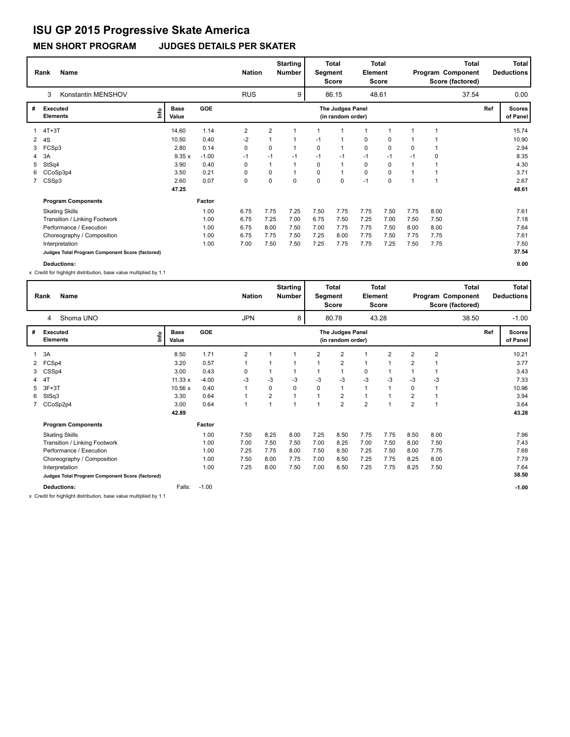# ISU GP 2015 Progressive Skate America

## MEN SHORT PROGRAM JUDGES DETAILS PER SKATER

| Rank | Name | Nation | Starting Number | Total Segment Score | Total Element Score | Total Program Component Score (factored) | Total Deductions |
|---|---|---|---|---|---|---|---|
| 3 | Konstantin MENSHOV | RUS | 9 | 86.15 | 48.61 | 37.54 | 0.00 |

| # | Executed Elements | Info | Base Value | GOE | J1 | J2 | J3 | J4 | J5 | J6 | J7 | J8 | J9 | Ref | Scores of Panel |
|---|---|---|---|---|---|---|---|---|---|---|---|---|---|---|---|
| 1 | 4T+3T | | 14.60 | 1.14 | 2 | 2 | 1 | 1 | 1 | 1 | 1 | 1 | 1 | | 15.74 |
| 2 | 4S | | 10.50 | 0.40 | -2 | 1 | 1 | -1 | 1 | 0 | 0 | 1 | 1 | | 10.90 |
| 3 | FCSp3 | | 2.80 | 0.14 | 0 | 0 | 1 | 0 | 1 | 0 | 0 | 0 | 1 | | 2.94 |
| 4 | 3A | | 9.35 x | -1.00 | -1 | -1 | -1 | -1 | -1 | -1 | -1 | -1 | 0 | | 8.35 |
| 5 | StSq4 | | 3.90 | 0.40 | 0 | 1 | 1 | 0 | 1 | 0 | 0 | 1 | 1 | | 4.30 |
| 6 | CCoSp3p4 | | 3.50 | 0.21 | 0 | 0 | 1 | 0 | 1 | 0 | 0 | 1 | 1 | | 3.71 |
| 7 | CSSp3 | | 2.60 | 0.07 | 0 | 0 | 0 | 0 | 0 | -1 | 0 | 1 | 1 | | 2.67 |
| | | | 47.25 | | | | | | | | | | | | 48.61 |

| Program Components | Factor | J1 | J2 | J3 | J4 | J5 | J6 | J7 | J8 | J9 | Scores of Panel |
|---|---|---|---|---|---|---|---|---|---|---|---|
| Skating Skills | 1.00 | 6.75 | 7.75 | 7.25 | 7.50 | 7.75 | 7.75 | 7.50 | 7.75 | 8.00 | 7.61 |
| Transition / Linking Footwork | 1.00 | 6.75 | 7.25 | 7.00 | 6.75 | 7.50 | 7.25 | 7.00 | 7.50 | 7.50 | 7.18 |
| Performance / Execution | 1.00 | 6.75 | 8.00 | 7.50 | 7.00 | 7.75 | 7.75 | 7.50 | 8.00 | 8.00 | 7.64 |
| Choreography / Composition | 1.00 | 6.75 | 7.75 | 7.50 | 7.25 | 8.00 | 7.75 | 7.50 | 7.75 | 7.75 | 7.61 |
| Interpretation | 1.00 | 7.00 | 7.50 | 7.50 | 7.25 | 7.75 | 7.75 | 7.25 | 7.50 | 7.75 | 7.50 |
| Judges Total Program Component Score (factored) | | | | | | | | | | | 37.54 |

**Deductions:** 0.00

x Credit for highlight distribution, base value multiplied by 1.1

| Rank | Name | Nation | Starting Number | Total Segment Score | Total Element Score | Total Program Component Score (factored) | Total Deductions |
|---|---|---|---|---|---|---|---|
| 4 | Shoma UNO | JPN | 8 | 80.78 | 43.28 | 38.50 | -1.00 |

| # | Executed Elements | Info | Base Value | GOE | J1 | J2 | J3 | J4 | J5 | J6 | J7 | J8 | J9 | Ref | Scores of Panel |
|---|---|---|---|---|---|---|---|---|---|---|---|---|---|---|---|
| 1 | 3A | | 8.50 | 1.71 | 2 | 1 | 1 | 2 | 2 | 1 | 2 | 2 | 2 | | 10.21 |
| 2 | FCSp4 | | 3.20 | 0.57 | 1 | 1 | 1 | 1 | 2 | 1 | 1 | 2 | 1 | | 3.77 |
| 3 | CSSp4 | | 3.00 | 0.43 | 0 | 1 | 1 | 1 | 1 | 0 | 1 | 1 | 1 | | 3.43 |
| 4 | 4T | | 11.33 x | -4.00 | -3 | -3 | -3 | -3 | -3 | -3 | -3 | -3 | -3 | | 7.33 |
| 5 | 3F+3T | | 10.56 x | 0.40 | 1 | 0 | 0 | 0 | 1 | 1 | 1 | 0 | 1 | | 10.96 |
| 6 | StSq3 | | 3.30 | 0.64 | 1 | 2 | 1 | 1 | 2 | 1 | 1 | 2 | 1 | | 3.94 |
| 7 | CCoSp2p4 | | 3.00 | 0.64 | 1 | 1 | 1 | 1 | 2 | 2 | 1 | 2 | 1 | | 3.64 |
| | | | 42.89 | | | | | | | | | | | | 43.28 |

| Program Components | Factor | J1 | J2 | J3 | J4 | J5 | J6 | J7 | J8 | J9 | Scores of Panel |
|---|---|---|---|---|---|---|---|---|---|---|---|
| Skating Skills | 1.00 | 7.50 | 8.25 | 8.00 | 7.25 | 8.50 | 7.75 | 7.75 | 8.50 | 8.00 | 7.96 |
| Transition / Linking Footwork | 1.00 | 7.00 | 7.50 | 7.50 | 7.00 | 8.25 | 7.00 | 7.50 | 8.00 | 7.50 | 7.43 |
| Performance / Execution | 1.00 | 7.25 | 7.75 | 8.00 | 7.50 | 8.50 | 7.25 | 7.50 | 8.00 | 7.75 | 7.68 |
| Choreography / Composition | 1.00 | 7.50 | 8.00 | 7.75 | 7.00 | 8.50 | 7.25 | 7.75 | 8.25 | 8.00 | 7.79 |
| Interpretation | 1.00 | 7.25 | 8.00 | 7.50 | 7.00 | 8.50 | 7.25 | 7.75 | 8.25 | 7.50 | 7.64 |
| Judges Total Program Component Score (factored) | | | | | | | | | | | 38.50 |

**Deductions:** Falls: -1.00 &nbsp; -1.00

x Credit for highlight distribution, base value multiplied by 1.1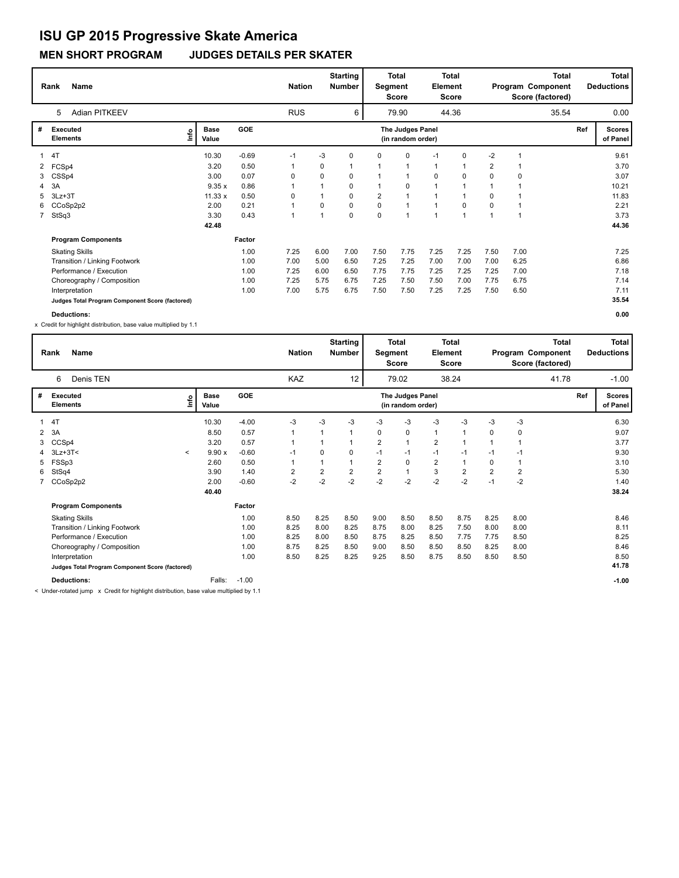# ISU GP 2015 Progressive Skate America

## MEN SHORT PROGRAM    JUDGES DETAILS PER SKATER

| Rank | Name | Nation | Starting Number | Total Segment Score | Total Element Score | Total Program Component Score (factored) | Total Deductions |
|---|---|---|---|---|---|---|---|
| 5 | Adian PITKEEV | RUS | 6 | 79.90 | 44.36 | 35.54 | 0.00 |

| # | Executed Elements | Info | Base Value | GOE | J1 | J2 | J3 | J4 | J5 | J6 | J7 | J8 | J9 | Ref | Scores of Panel |
|---|---|---|---|---|---|---|---|---|---|---|---|---|---|---|---|
| 1 | 4T | | 10.30 | -0.69 | -1 | -3 | 0 | 0 | 0 | -1 | 0 | -2 | 1 | | 9.61 |
| 2 | FCSp4 | | 3.20 | 0.50 | 1 | 0 | 1 | 1 | 1 | 1 | 1 | 2 | 1 | | 3.70 |
| 3 | CSSp4 | | 3.00 | 0.07 | 0 | 0 | 0 | 1 | 1 | 0 | 0 | 0 | 0 | | 3.07 |
| 4 | 3A | | 9.35 x | 0.86 | 1 | 1 | 0 | 1 | 0 | 1 | 1 | 1 | 1 | | 10.21 |
| 5 | 3Lz+3T | | 11.33 x | 0.50 | 0 | 1 | 0 | 2 | 1 | 1 | 1 | 0 | 1 | | 11.83 |
| 6 | CCoSp2p2 | | 2.00 | 0.21 | 1 | 0 | 0 | 0 | 1 | 1 | 0 | 0 | 1 | | 2.21 |
| 7 | StSq3 | | 3.30 | 0.43 | 1 | 1 | 0 | 0 | 1 | 1 | 1 | 1 | 1 | | 3.73 |
| | | | 42.48 | | | | | | | | | | | | 44.36 |

| Program Components | Factor | J1 | J2 | J3 | J4 | J5 | J6 | J7 | J8 | J9 | Scores of Panel |
|---|---|---|---|---|---|---|---|---|---|---|---|
| Skating Skills | 1.00 | 7.25 | 6.00 | 7.00 | 7.50 | 7.75 | 7.25 | 7.25 | 7.50 | 7.00 | 7.25 |
| Transition / Linking Footwork | 1.00 | 7.00 | 5.00 | 6.50 | 7.25 | 7.25 | 7.00 | 7.00 | 7.00 | 6.25 | 6.86 |
| Performance / Execution | 1.00 | 7.25 | 6.00 | 6.50 | 7.75 | 7.75 | 7.25 | 7.25 | 7.25 | 7.00 | 7.18 |
| Choreography / Composition | 1.00 | 7.25 | 5.75 | 6.75 | 7.25 | 7.50 | 7.50 | 7.00 | 7.75 | 6.75 | 7.14 |
| Interpretation | 1.00 | 7.00 | 5.75 | 6.75 | 7.50 | 7.50 | 7.25 | 7.25 | 7.50 | 6.50 | 7.11 |
| Judges Total Program Component Score (factored) | | | | | | | | | | | 35.54 |

**Deductions:** 0.00

x Credit for highlight distribution, base value multiplied by 1.1

| Rank | Name | Nation | Starting Number | Total Segment Score | Total Element Score | Total Program Component Score (factored) | Total Deductions |
|---|---|---|---|---|---|---|---|
| 6 | Denis TEN | KAZ | 12 | 79.02 | 38.24 | 41.78 | -1.00 |

| # | Executed Elements | Info | Base Value | GOE | J1 | J2 | J3 | J4 | J5 | J6 | J7 | J8 | J9 | Ref | Scores of Panel |
|---|---|---|---|---|---|---|---|---|---|---|---|---|---|---|---|
| 1 | 4T | | 10.30 | -4.00 | -3 | -3 | -3 | -3 | -3 | -3 | -3 | -3 | -3 | | 6.30 |
| 2 | 3A | | 8.50 | 0.57 | 1 | 1 | 1 | 0 | 0 | 1 | 1 | 0 | 0 | | 9.07 |
| 3 | CCSp4 | | 3.20 | 0.57 | 1 | 1 | 1 | 2 | 1 | 2 | 1 | 1 | 1 | | 3.77 |
| 4 | 3Lz+3T< | < | 9.90 x | -0.60 | -1 | 0 | 0 | -1 | -1 | -1 | -1 | -1 | -1 | | 9.30 |
| 5 | FSSp3 | | 2.60 | 0.50 | 1 | 1 | 1 | 2 | 0 | 2 | 1 | 0 | 1 | | 3.10 |
| 6 | StSq4 | | 3.90 | 1.40 | 2 | 2 | 2 | 2 | 1 | 3 | 2 | 2 | 2 | | 5.30 |
| 7 | CCoSp2p2 | | 2.00 | -0.60 | -2 | -2 | -2 | -2 | -2 | -2 | -2 | -1 | -2 | | 1.40 |
| | | | 40.40 | | | | | | | | | | | | 38.24 |

| Program Components | Factor | J1 | J2 | J3 | J4 | J5 | J6 | J7 | J8 | J9 | Scores of Panel |
|---|---|---|---|---|---|---|---|---|---|---|---|
| Skating Skills | 1.00 | 8.50 | 8.25 | 8.50 | 9.00 | 8.50 | 8.50 | 8.75 | 8.25 | 8.00 | 8.46 |
| Transition / Linking Footwork | 1.00 | 8.25 | 8.00 | 8.25 | 8.75 | 8.00 | 8.25 | 7.50 | 8.00 | 8.00 | 8.11 |
| Performance / Execution | 1.00 | 8.25 | 8.00 | 8.50 | 8.75 | 8.25 | 8.50 | 7.75 | 7.75 | 8.50 | 8.25 |
| Choreography / Composition | 1.00 | 8.75 | 8.25 | 8.50 | 9.00 | 8.50 | 8.50 | 8.50 | 8.25 | 8.00 | 8.46 |
| Interpretation | 1.00 | 8.50 | 8.25 | 8.25 | 9.25 | 8.50 | 8.75 | 8.50 | 8.50 | 8.50 | 8.50 |
| Judges Total Program Component Score (factored) | | | | | | | | | | | 41.78 |

**Deductions:** Falls: -1.00 — **-1.00**

< Under-rotated jump x Credit for highlight distribution, base value multiplied by 1.1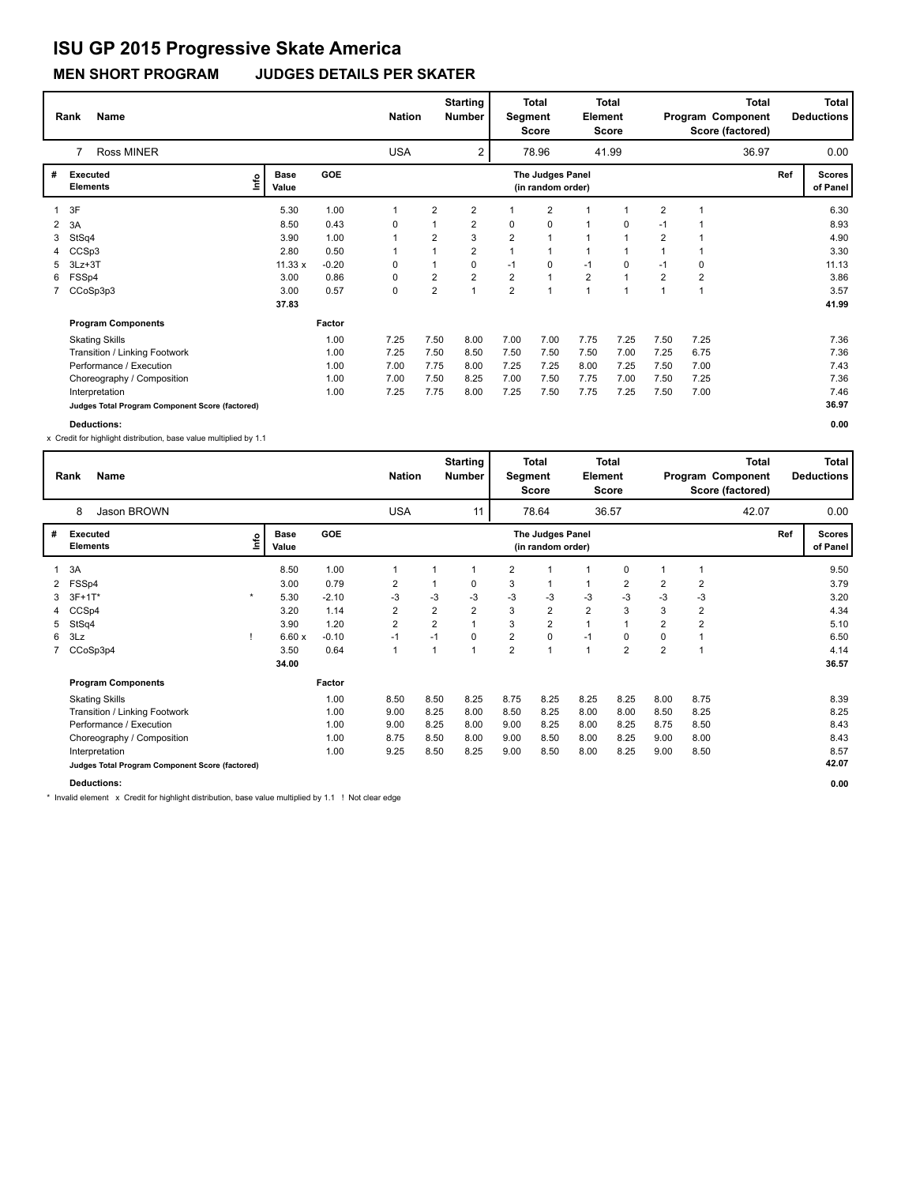# ISU GP 2015 Progressive Skate America

## MEN SHORT PROGRAM JUDGES DETAILS PER SKATER

| Rank | Name | Nation | Starting Number | Total Segment Score | Total Element Score | Total Program Component Score (factored) | Total Deductions |
|---|---|---|---|---|---|---|---|
| 7 | Ross MINER | USA | 2 | 78.96 | 41.99 | 36.97 | 0.00 |

| # | Executed Elements | Info | Base Value | GOE | J1 | J2 | J3 | J4 | J5 | J6 | J7 | J8 | J9 | Ref | Scores of Panel |
|---|---|---|---|---|---|---|---|---|---|---|---|---|---|---|---|
| 1 | 3F | | 5.30 | 1.00 | 1 | 2 | 2 | 1 | 2 | 1 | 1 | 2 | 1 | | 6.30 |
| 2 | 3A | | 8.50 | 0.43 | 0 | 1 | 2 | 0 | 0 | 1 | 0 | -1 | 1 | | 8.93 |
| 3 | StSq4 | | 3.90 | 1.00 | 1 | 2 | 3 | 2 | 1 | 1 | 1 | 2 | 1 | | 4.90 |
| 4 | CCSp3 | | 2.80 | 0.50 | 1 | 1 | 2 | 1 | 1 | 1 | 1 | 1 | 1 | | 3.30 |
| 5 | 3Lz+3T | | 11.33 x | -0.20 | 0 | 1 | 0 | -1 | 0 | -1 | 0 | -1 | 0 | | 11.13 |
| 6 | FSSp4 | | 3.00 | 0.86 | 0 | 2 | 2 | 2 | 1 | 2 | 1 | 2 | 2 | | 3.86 |
| 7 | CCoSp3p3 | | 3.00 | 0.57 | 0 | 2 | 1 | 2 | 1 | 1 | 1 | 1 | 1 | | 3.57 |
| | | | 37.83 | | | | | | | | | | | | 41.99 |

| Program Components | Factor | J1 | J2 | J3 | J4 | J5 | J6 | J7 | J8 | J9 | Scores of Panel |
|---|---|---|---|---|---|---|---|---|---|---|---|
| Skating Skills | 1.00 | 7.25 | 7.50 | 8.00 | 7.00 | 7.00 | 7.75 | 7.25 | 7.50 | 7.25 | 7.36 |
| Transition / Linking Footwork | 1.00 | 7.25 | 7.50 | 8.50 | 7.50 | 7.50 | 7.50 | 7.00 | 7.25 | 6.75 | 7.36 |
| Performance / Execution | 1.00 | 7.00 | 7.75 | 8.00 | 7.25 | 7.25 | 8.00 | 7.25 | 7.50 | 7.00 | 7.43 |
| Choreography / Composition | 1.00 | 7.00 | 7.50 | 8.25 | 7.00 | 7.50 | 7.75 | 7.00 | 7.50 | 7.25 | 7.36 |
| Interpretation | 1.00 | 7.25 | 7.75 | 8.00 | 7.25 | 7.50 | 7.75 | 7.25 | 7.50 | 7.00 | 7.46 |
| Judges Total Program Component Score (factored) | | | | | | | | | | | 36.97 |

**Deductions:** 0.00

x Credit for highlight distribution, base value multiplied by 1.1

| Rank | Name | Nation | Starting Number | Total Segment Score | Total Element Score | Total Program Component Score (factored) | Total Deductions |
|---|---|---|---|---|---|---|---|
| 8 | Jason BROWN | USA | 11 | 78.64 | 36.57 | 42.07 | 0.00 |

| # | Executed Elements | Info | Base Value | GOE | J1 | J2 | J3 | J4 | J5 | J6 | J7 | J8 | J9 | Ref | Scores of Panel |
|---|---|---|---|---|---|---|---|---|---|---|---|---|---|---|---|
| 1 | 3A | | 8.50 | 1.00 | 1 | 1 | 1 | 2 | 1 | 1 | 0 | 1 | 1 | | 9.50 |
| 2 | FSSp4 | | 3.00 | 0.79 | 2 | 1 | 0 | 3 | 1 | 1 | 2 | 2 | 2 | | 3.79 |
| 3 | 3F+1T* | * | 5.30 | -2.10 | -3 | -3 | -3 | -3 | -3 | -3 | -3 | -3 | -3 | | 3.20 |
| 4 | CCSp4 | | 3.20 | 1.14 | 2 | 2 | 2 | 3 | 2 | 2 | 3 | 3 | 2 | | 4.34 |
| 5 | StSq4 | | 3.90 | 1.20 | 2 | 2 | 1 | 3 | 2 | 1 | 1 | 2 | 2 | | 5.10 |
| 6 | 3Lz | ! | 6.60 x | -0.10 | -1 | -1 | 0 | 2 | 0 | -1 | 0 | 0 | 1 | | 6.50 |
| 7 | CCoSp3p4 | | 3.50 | 0.64 | 1 | 1 | 1 | 2 | 1 | 1 | 2 | 2 | 1 | | 4.14 |
| | | | 34.00 | | | | | | | | | | | | 36.57 |

| Program Components | Factor | J1 | J2 | J3 | J4 | J5 | J6 | J7 | J8 | J9 | Scores of Panel |
|---|---|---|---|---|---|---|---|---|---|---|---|
| Skating Skills | 1.00 | 8.50 | 8.50 | 8.25 | 8.75 | 8.25 | 8.25 | 8.25 | 8.00 | 8.75 | 8.39 |
| Transition / Linking Footwork | 1.00 | 9.00 | 8.25 | 8.00 | 8.50 | 8.25 | 8.00 | 8.00 | 8.50 | 8.25 | 8.25 |
| Performance / Execution | 1.00 | 9.00 | 8.25 | 8.00 | 9.00 | 8.25 | 8.00 | 8.25 | 8.75 | 8.50 | 8.43 |
| Choreography / Composition | 1.00 | 8.75 | 8.50 | 8.00 | 9.00 | 8.50 | 8.00 | 8.25 | 9.00 | 8.00 | 8.43 |
| Interpretation | 1.00 | 9.25 | 8.50 | 8.25 | 9.00 | 8.50 | 8.00 | 8.25 | 9.00 | 8.50 | 8.57 |
| Judges Total Program Component Score (factored) | | | | | | | | | | | 42.07 |

**Deductions:** 0.00

* Invalid element x Credit for highlight distribution, base value multiplied by 1.1 ! Not clear edge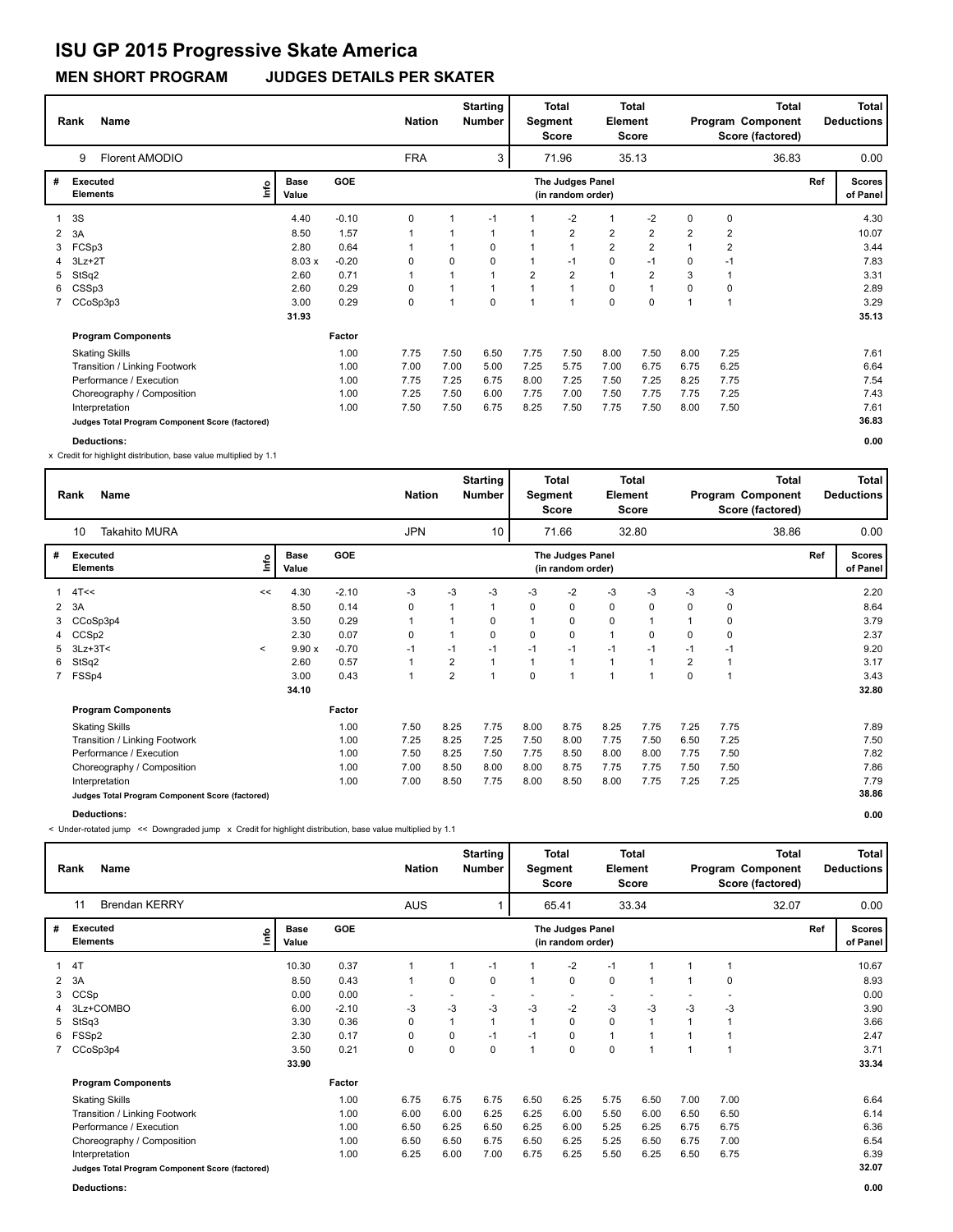# ISU GP 2015 Progressive Skate America

## MEN SHORT PROGRAM JUDGES DETAILS PER SKATER

| Rank | Name | Nation | Starting Number | Total Segment Score | Total Element Score | Total Program Component Score (factored) | Total Deductions |
|---|---|---|---|---|---|---|---|
| 9 | Florent AMODIO | FRA | 3 | 71.96 | 35.13 | 36.83 | 0.00 |

| # | Executed Elements | Info | Base Value | GOE | J1 | J2 | J3 | J4 | J5 | J6 | J7 | J8 | J9 | Ref | Scores of Panel |
|---|---|---|---|---|---|---|---|---|---|---|---|---|---|---|---|
| 1 | 3S | | 4.40 | -0.10 | 0 | 1 | -1 | 1 | -2 | 1 | -2 | 0 | 0 | | 4.30 |
| 2 | 3A | | 8.50 | 1.57 | 1 | 1 | 1 | 1 | 2 | 2 | 2 | 2 | 2 | | 10.07 |
| 3 | FCSp3 | | 2.80 | 0.64 | 1 | 1 | 0 | 1 | 1 | 2 | 2 | 1 | 2 | | 3.44 |
| 4 | 3Lz+2T | | 8.03 x | -0.20 | 0 | 0 | 0 | 1 | -1 | 0 | -1 | 0 | -1 | | 7.83 |
| 5 | StSq2 | | 2.60 | 0.71 | 1 | 1 | 1 | 2 | 2 | 1 | 2 | 3 | 1 | | 3.31 |
| 6 | CSSp3 | | 2.60 | 0.29 | 0 | 1 | 1 | 1 | 1 | 0 | 1 | 0 | 0 | | 2.89 |
| 7 | CCoSp3p3 | | 3.00 | 0.29 | 0 | 1 | 0 | 1 | 1 | 0 | 0 | 1 | 1 | | 3.29 |
| | | | 31.93 | | | | | | | | | | | | 35.13 |

| Program Components | Factor | J1 | J2 | J3 | J4 | J5 | J6 | J7 | J8 | J9 | Scores of Panel |
|---|---|---|---|---|---|---|---|---|---|---|---|
| Skating Skills | 1.00 | 7.75 | 7.50 | 6.50 | 7.75 | 7.50 | 8.00 | 7.50 | 8.00 | 7.25 | 7.61 |
| Transition / Linking Footwork | 1.00 | 7.00 | 7.00 | 5.00 | 7.25 | 5.75 | 7.00 | 6.75 | 6.75 | 6.25 | 6.64 |
| Performance / Execution | 1.00 | 7.75 | 7.25 | 6.75 | 8.00 | 7.25 | 7.50 | 7.25 | 8.25 | 7.75 | 7.54 |
| Choreography / Composition | 1.00 | 7.25 | 7.50 | 6.00 | 7.75 | 7.00 | 7.50 | 7.75 | 7.75 | 7.25 | 7.43 |
| Interpretation | 1.00 | 7.50 | 7.50 | 6.75 | 8.25 | 7.50 | 7.75 | 7.50 | 8.00 | 7.50 | 7.61 |
| Judges Total Program Component Score (factored) | | | | | | | | | | | 36.83 |

**Deductions:** 0.00

x Credit for highlight distribution, base value multiplied by 1.1

| Rank | Name | Nation | Starting Number | Total Segment Score | Total Element Score | Total Program Component Score (factored) | Total Deductions |
|---|---|---|---|---|---|---|---|
| 10 | Takahito MURA | JPN | 10 | 71.66 | 32.80 | 38.86 | 0.00 |

| # | Executed Elements | Info | Base Value | GOE | J1 | J2 | J3 | J4 | J5 | J6 | J7 | J8 | J9 | Ref | Scores of Panel |
|---|---|---|---|---|---|---|---|---|---|---|---|---|---|---|---|
| 1 | 4T<< | << | 4.30 | -2.10 | -3 | -3 | -3 | -3 | -2 | -3 | -3 | -3 | -3 | | 2.20 |
| 2 | 3A | | 8.50 | 0.14 | 0 | 1 | 1 | 0 | 0 | 0 | 0 | 0 | 0 | | 8.64 |
| 3 | CCoSp3p4 | | 3.50 | 0.29 | 1 | 1 | 0 | 1 | 0 | 0 | 1 | 1 | 0 | | 3.79 |
| 4 | CCSp2 | | 2.30 | 0.07 | 0 | 1 | 0 | 0 | 0 | 1 | 0 | 0 | 0 | | 2.37 |
| 5 | 3Lz+3T< | < | 9.90 x | -0.70 | -1 | -1 | -1 | -1 | -1 | -1 | -1 | -1 | -1 | | 9.20 |
| 6 | StSq2 | | 2.60 | 0.57 | 1 | 2 | 1 | 1 | 1 | 1 | 1 | 2 | 1 | | 3.17 |
| 7 | FSSp4 | | 3.00 | 0.43 | 1 | 2 | 1 | 0 | 1 | 1 | 1 | 0 | 1 | | 3.43 |
| | | | 34.10 | | | | | | | | | | | | 32.80 |

| Program Components | Factor | J1 | J2 | J3 | J4 | J5 | J6 | J7 | J8 | J9 | Scores of Panel |
|---|---|---|---|---|---|---|---|---|---|---|---|
| Skating Skills | 1.00 | 7.50 | 8.25 | 7.75 | 8.00 | 8.75 | 8.25 | 7.75 | 7.25 | 7.75 | 7.89 |
| Transition / Linking Footwork | 1.00 | 7.25 | 8.25 | 7.25 | 7.50 | 8.00 | 7.75 | 7.50 | 6.50 | 7.25 | 7.50 |
| Performance / Execution | 1.00 | 7.50 | 8.25 | 7.50 | 7.75 | 8.50 | 8.00 | 8.00 | 7.75 | 7.50 | 7.82 |
| Choreography / Composition | 1.00 | 7.00 | 8.50 | 8.00 | 8.00 | 8.75 | 7.75 | 7.75 | 7.50 | 7.50 | 7.86 |
| Interpretation | 1.00 | 7.00 | 8.50 | 7.75 | 8.00 | 8.50 | 8.00 | 7.75 | 7.25 | 7.25 | 7.79 |
| Judges Total Program Component Score (factored) | | | | | | | | | | | 38.86 |

**Deductions:** 0.00

< Under-rotated jump << Downgraded jump x Credit for highlight distribution, base value multiplied by 1.1

| Rank | Name | Nation | Starting Number | Total Segment Score | Total Element Score | Total Program Component Score (factored) | Total Deductions |
|---|---|---|---|---|---|---|---|
| 11 | Brendan KERRY | AUS | 1 | 65.41 | 33.34 | 32.07 | 0.00 |

| # | Executed Elements | Info | Base Value | GOE | J1 | J2 | J3 | J4 | J5 | J6 | J7 | J8 | J9 | Ref | Scores of Panel |
|---|---|---|---|---|---|---|---|---|---|---|---|---|---|---|---|
| 1 | 4T | | 10.30 | 0.37 | 1 | 1 | -1 | 1 | -2 | -1 | 1 | 1 | 1 | | 10.67 |
| 2 | 3A | | 8.50 | 0.43 | 1 | 0 | 0 | 1 | 0 | 0 | 1 | 1 | 0 | | 8.93 |
| 3 | CCSp | | 0.00 | 0.00 | - | - | - | - | - | - | - | - | - | | 0.00 |
| 4 | 3Lz+COMBO | | 6.00 | -2.10 | -3 | -3 | -3 | -3 | -2 | -3 | -3 | -3 | -3 | | 3.90 |
| 5 | StSq3 | | 3.30 | 0.36 | 0 | 1 | 1 | 1 | 0 | 0 | 1 | 1 | 1 | | 3.66 |
| 6 | FSSp2 | | 2.30 | 0.17 | 0 | 0 | -1 | -1 | 0 | 1 | 1 | 1 | 1 | | 2.47 |
| 7 | CCoSp3p4 | | 3.50 | 0.21 | 0 | 0 | 0 | 1 | 0 | 0 | 1 | 1 | 1 | | 3.71 |
| | | | 33.90 | | | | | | | | | | | | 33.34 |

| Program Components | Factor | J1 | J2 | J3 | J4 | J5 | J6 | J7 | J8 | J9 | Scores of Panel |
|---|---|---|---|---|---|---|---|---|---|---|---|
| Skating Skills | 1.00 | 6.75 | 6.75 | 6.75 | 6.50 | 6.25 | 5.75 | 6.50 | 7.00 | 7.00 | 6.64 |
| Transition / Linking Footwork | 1.00 | 6.00 | 6.00 | 6.25 | 6.25 | 6.00 | 5.50 | 6.00 | 6.50 | 6.50 | 6.14 |
| Performance / Execution | 1.00 | 6.50 | 6.25 | 6.50 | 6.25 | 6.00 | 5.25 | 6.25 | 6.75 | 6.75 | 6.36 |
| Choreography / Composition | 1.00 | 6.50 | 6.50 | 6.75 | 6.50 | 6.25 | 5.25 | 6.50 | 6.75 | 7.00 | 6.54 |
| Interpretation | 1.00 | 6.25 | 6.00 | 7.00 | 6.75 | 6.25 | 5.50 | 6.25 | 6.50 | 6.75 | 6.39 |
| Judges Total Program Component Score (factored) | | | | | | | | | | | 32.07 |

**Deductions:** 0.00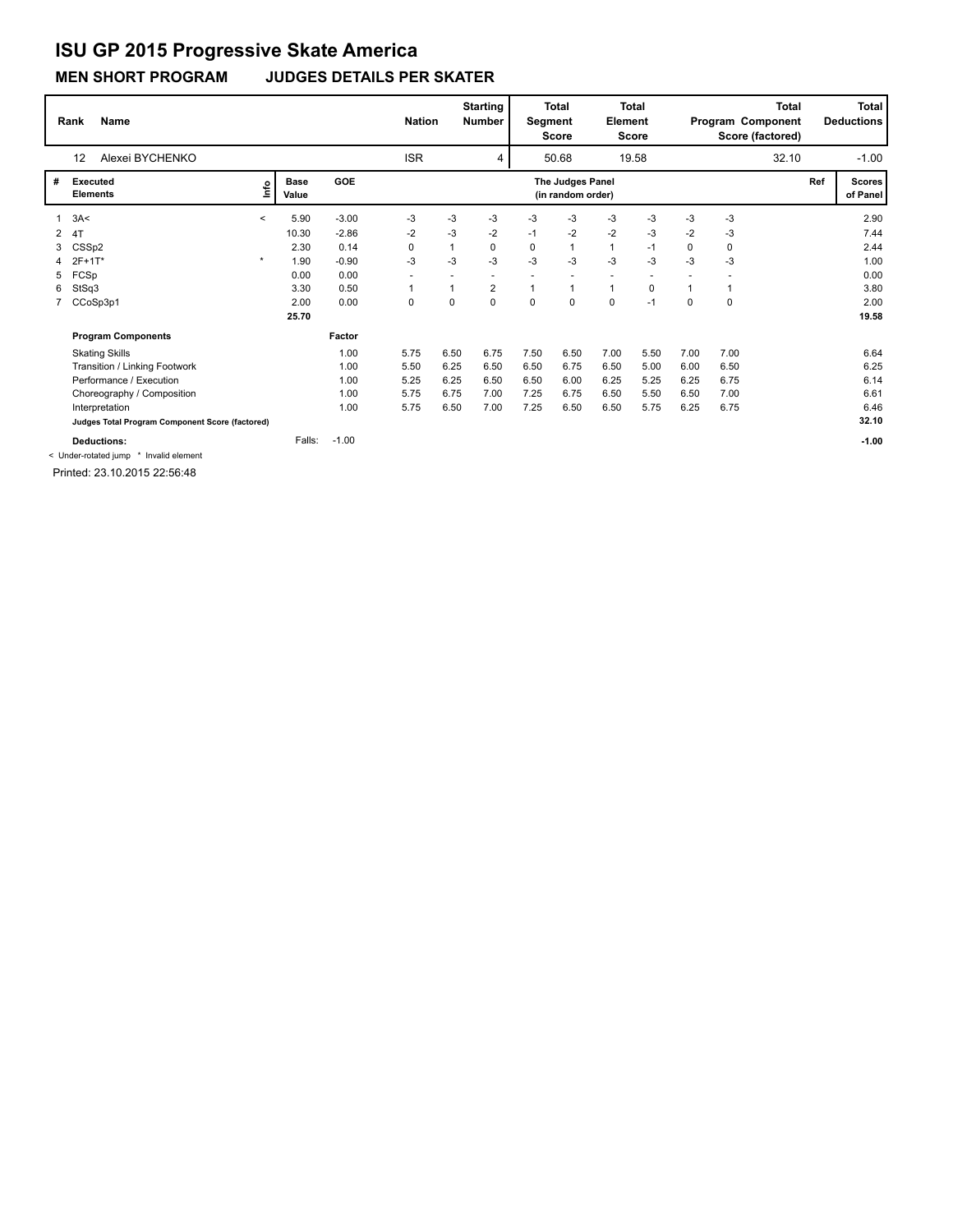# ISU GP 2015 Progressive Skate America

**MEN SHORT PROGRAM JUDGES DETAILS PER SKATER**

| Rank | Name | Nation | Starting Number | Total Segment Score | Total Element Score | Total Program Component Score (factored) | Total Deductions |
|---|---|---|---|---|---|---|---|
| 12 | Alexei BYCHENKO | ISR | 4 | 50.68 | 19.58 | 32.10 | -1.00 |

| # | Executed Elements | Info | Base Value | GOE | J1 | J2 | J3 | J4 | J5 | J6 | J7 | J8 | J9 | Ref | Scores of Panel |
|---|---|---|---|---|---|---|---|---|---|---|---|---|---|---|---|
| 1 | 3A< | < | 5.90 | -3.00 | -3 | -3 | -3 | -3 | -3 | -3 | -3 | -3 | -3 | | 2.90 |
| 2 | 4T | | 10.30 | -2.86 | -2 | -3 | -2 | -1 | -2 | -2 | -3 | -2 | -3 | | 7.44 |
| 3 | CSSp2 | | 2.30 | 0.14 | 0 | 1 | 0 | 0 | 1 | 1 | -1 | 0 | 0 | | 2.44 |
| 4 | 2F+1T* | * | 1.90 | -0.90 | -3 | -3 | -3 | -3 | -3 | -3 | -3 | -3 | -3 | | 1.00 |
| 5 | FCSp | | 0.00 | 0.00 | - | - | - | - | - | - | - | - | - | | 0.00 |
| 6 | StSq3 | | 3.30 | 0.50 | 1 | 1 | 2 | 1 | 1 | 1 | 0 | 1 | 1 | | 3.80 |
| 7 | CCoSp3p1 | | 2.00 | 0.00 | 0 | 0 | 0 | 0 | 0 | 0 | -1 | 0 | 0 | | 2.00 |
| | | | 25.70 | | | | | | | | | | | | 19.58 |

| Program Components | Factor | J1 | J2 | J3 | J4 | J5 | J6 | J7 | J8 | J9 | Scores of Panel |
|---|---|---|---|---|---|---|---|---|---|---|---|
| Skating Skills | 1.00 | 5.75 | 6.50 | 6.75 | 7.50 | 6.50 | 7.00 | 5.50 | 7.00 | 7.00 | 6.64 |
| Transition / Linking Footwork | 1.00 | 5.50 | 6.25 | 6.50 | 6.50 | 6.75 | 6.50 | 5.00 | 6.00 | 6.50 | 6.25 |
| Performance / Execution | 1.00 | 5.25 | 6.25 | 6.50 | 6.50 | 6.00 | 6.25 | 5.25 | 6.25 | 6.75 | 6.14 |
| Choreography / Composition | 1.00 | 5.75 | 6.75 | 7.00 | 7.25 | 6.75 | 6.50 | 5.50 | 6.50 | 7.00 | 6.61 |
| Interpretation | 1.00 | 5.75 | 6.50 | 7.00 | 7.25 | 6.50 | 6.50 | 5.75 | 6.25 | 6.75 | 6.46 |
| Judges Total Program Component Score (factored) | | | | | | | | | | | 32.10 |

**Deductions:** Falls: -1.00 **-1.00**

< Under-rotated jump * Invalid element

Printed: 23.10.2015 22:56:48